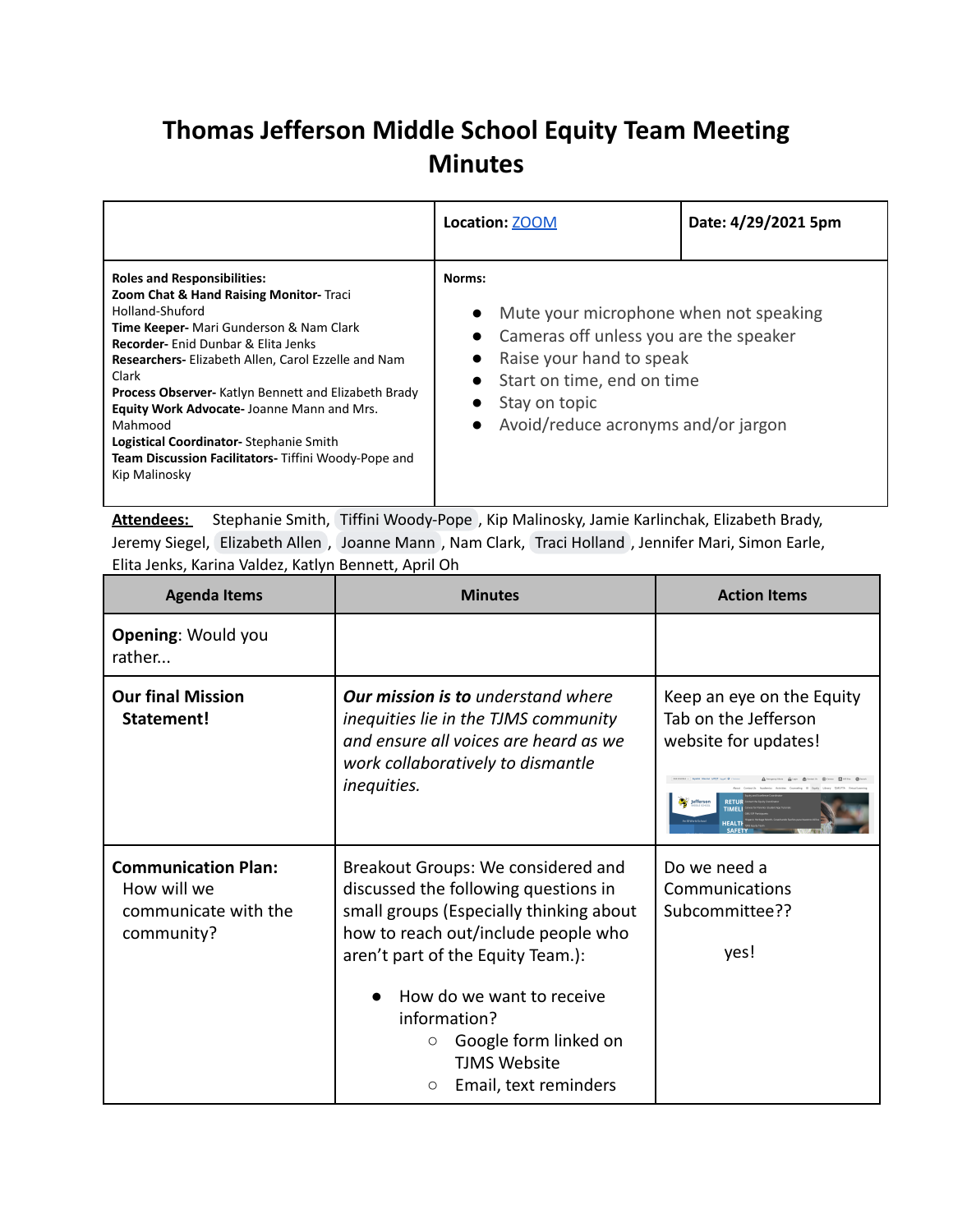# Thomas Jefferson Middle School Equity Team Meeting Minutes

| | Location: ZOOM | Date: 4/29/2021 5pm |
|---|---|---|
| **Roles and Responsibilities:**<br>**Zoom Chat & Hand Raising Monitor-** Traci Holland-Shuford<br>**Time Keeper-** Mari Gunderson & Nam Clark<br>**Recorder-** Enid Dunbar & Elita Jenks<br>**Researchers-** Elizabeth Allen, Carol Ezzelle and Nam Clark<br>**Process Observer-** Katlyn Bennett and Elizabeth Brady<br>**Equity Work Advocate-** Joanne Mann and Mrs. Mahmood<br>**Logistical Coordinator-** Stephanie Smith<br>**Team Discussion Facilitators-** Tiffini Woody-Pope and Kip Malinosky | **Norms:**<br>• Mute your microphone when not speaking<br>• Cameras off unless you are the speaker<br>• Raise your hand to speak<br>• Start on time, end on time<br>• Stay on topic<br>• Avoid/reduce acronyms and/or jargon | |

**Attendees:** Stephanie Smith, Tiffini Woody-Pope, Kip Malinosky, Jamie Karlinchak, Elizabeth Brady, Jeremy Siegel, Elizabeth Allen, Joanne Mann, Nam Clark, Traci Holland, Jennifer Mari, Simon Earle, Elita Jenks, Karina Valdez, Katlyn Bennett, April Oh

| Agenda Items | Minutes | Action Items |
|---|---|---|
| **Opening**: Would you rather... | | |
| **Our final Mission Statement!** | ***Our mission is to*** *understand where inequities lie in the TJMS community and ensure all voices are heard as we work collaboratively to dismantle inequities.* | Keep an eye on the Equity Tab on the Jefferson website for updates! |
| **Communication Plan:** How will we communicate with the community? | Breakout Groups: We considered and discussed the following questions in small groups (Especially thinking about how to reach out/include people who aren't part of the Equity Team.):<br>• How do we want to receive information?<br>&nbsp;&nbsp;○ Google form linked on TJMS Website<br>&nbsp;&nbsp;○ Email, text reminders | Do we need a Communications Subcommittee??<br><br>yes! |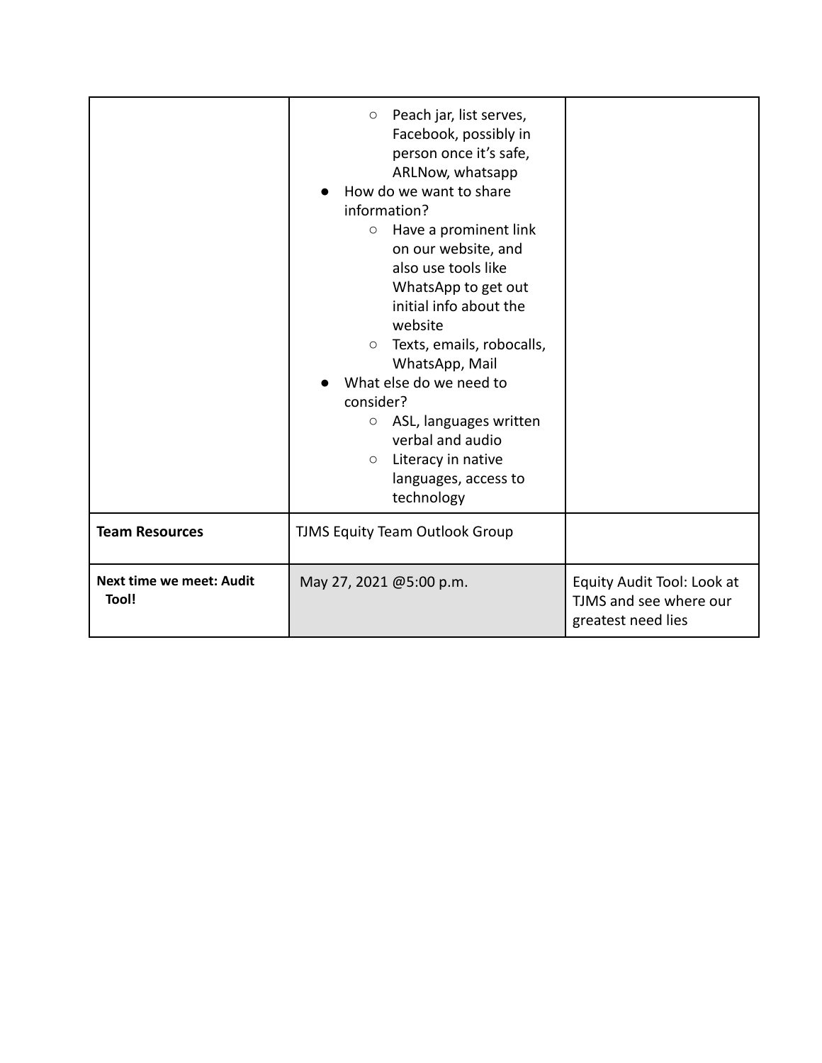| | | |
|---|---|---|
| | ◦ Peach jar, list serves, Facebook, possibly in person once it's safe, ARLNow, whatsapp<br>• How do we want to share information?<br>◦ Have a prominent link on our website, and also use tools like WhatsApp to get out initial info about the website<br>◦ Texts, emails, robocalls, WhatsApp, Mail<br>• What else do we need to consider?<br>◦ ASL, languages written verbal and audio<br>◦ Literacy in native languages, access to technology | |
| **Team Resources** | TJMS Equity Team Outlook Group | |
| **Next time we meet: Audit Tool!** | May 27, 2021 @5:00 p.m. | Equity Audit Tool: Look at TJMS and see where our greatest need lies |